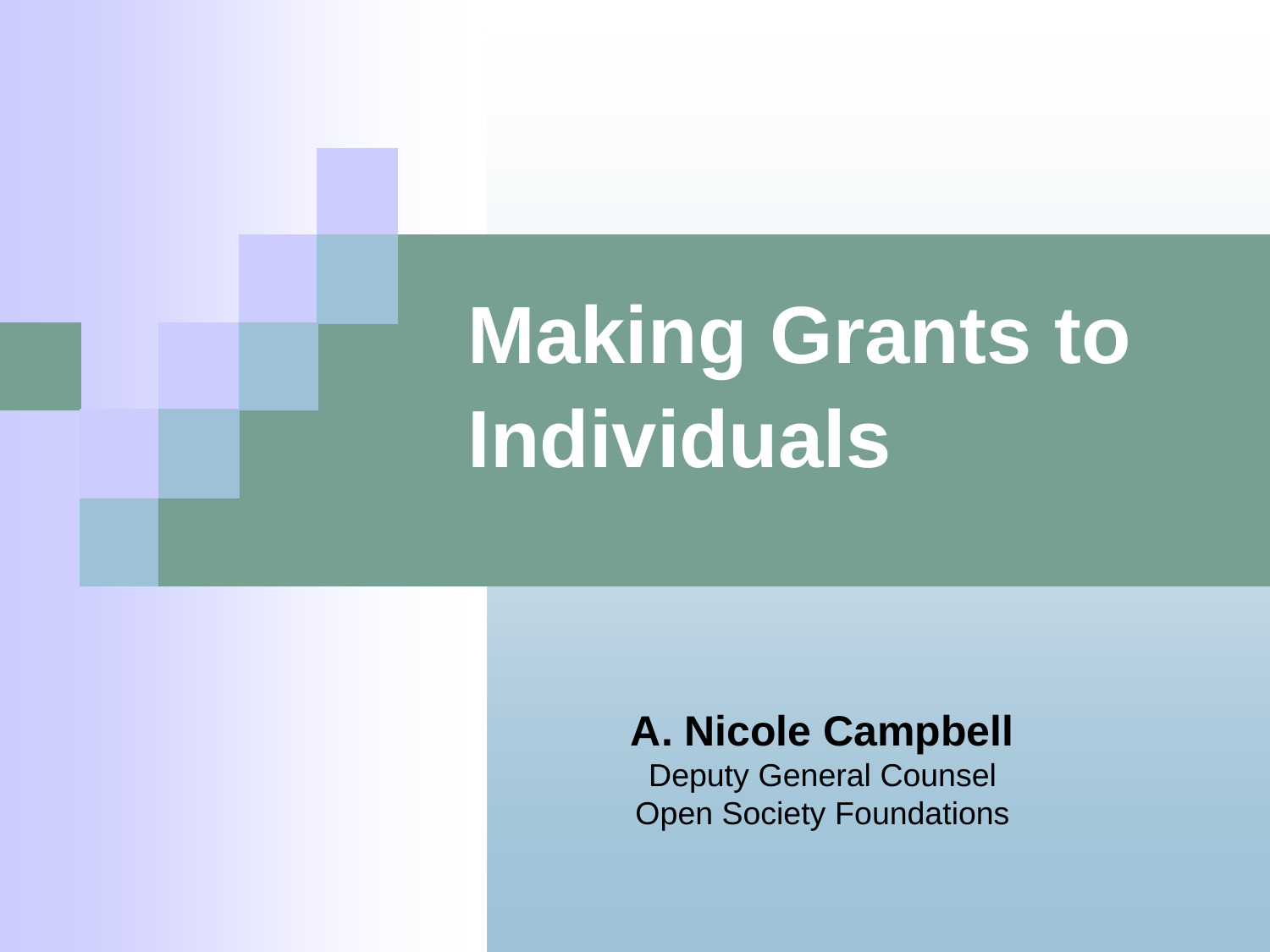# Making Grants to Individuals

**A. Nicole Campbell**

Deputy General Counsel

Open Society Foundations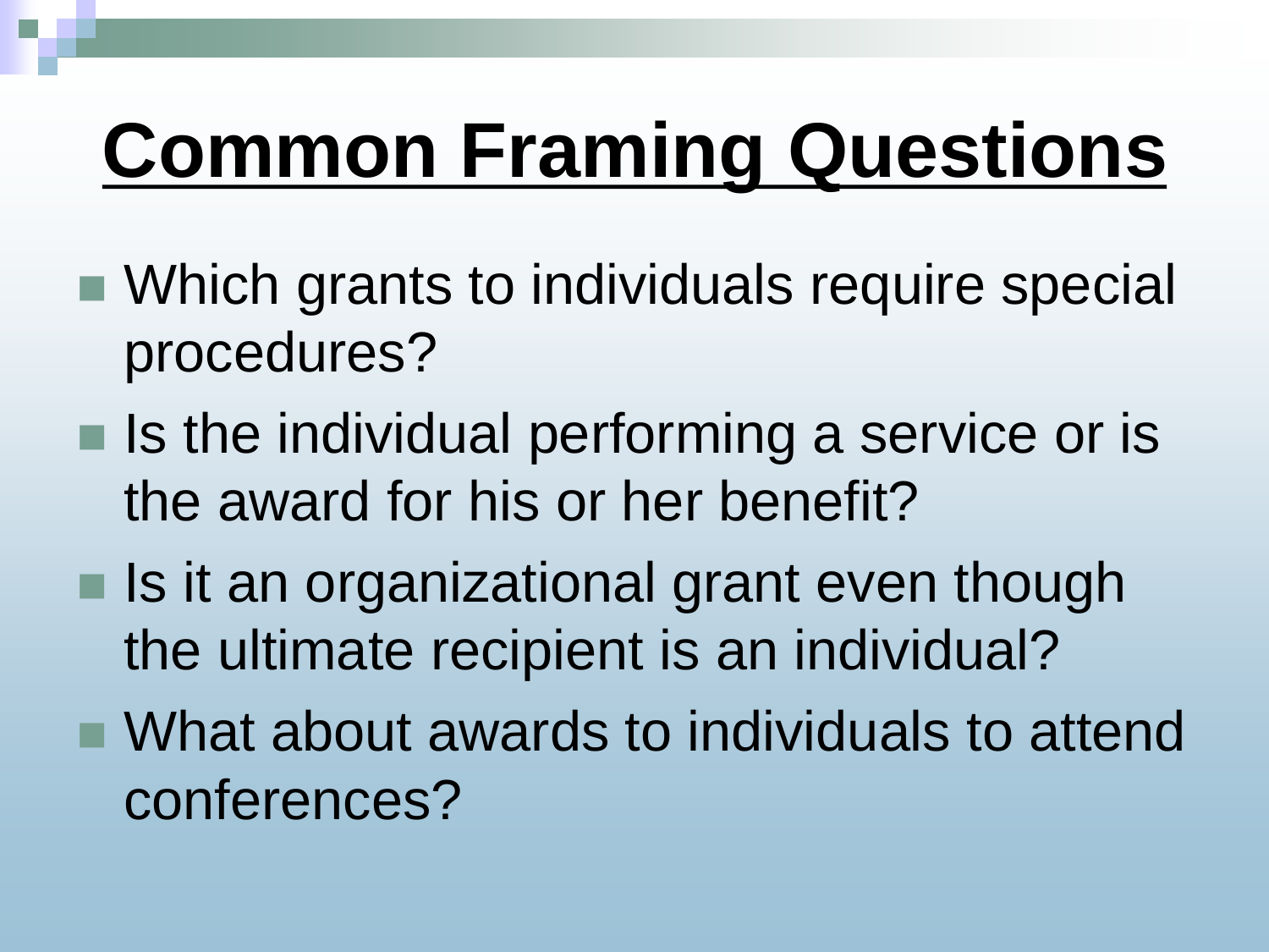# Common Framing Questions

- Which grants to individuals require special procedures?
- Is the individual performing a service or is the award for his or her benefit?
- Is it an organizational grant even though the ultimate recipient is an individual?
- What about awards to individuals to attend conferences?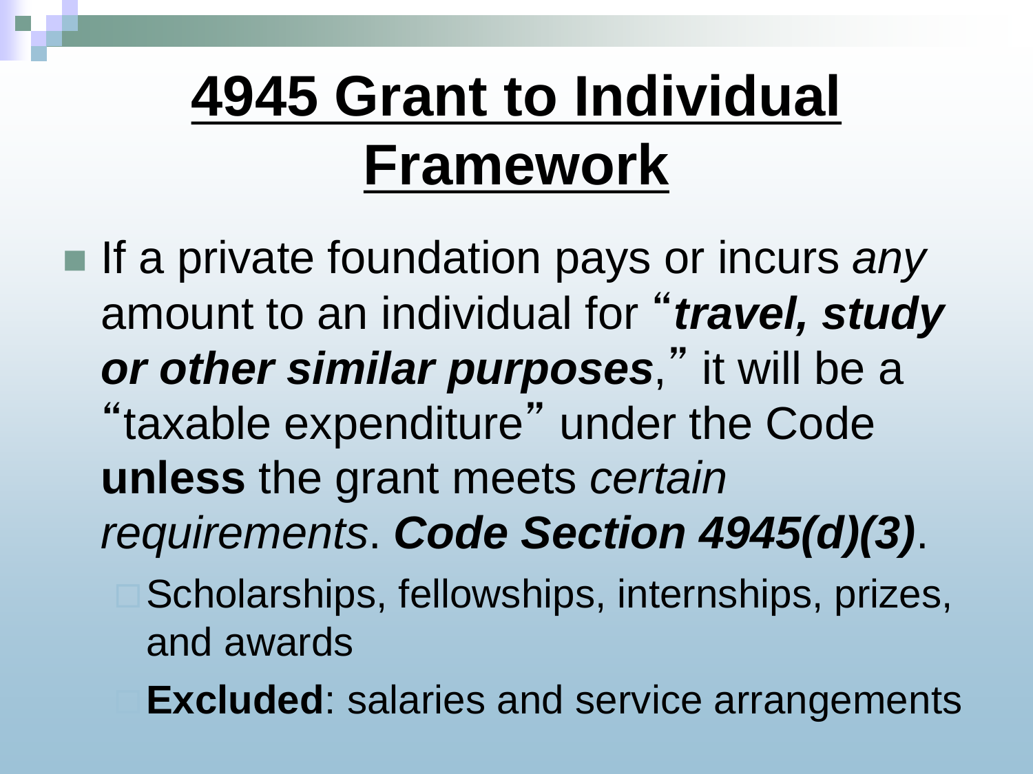# 4945 Grant to Individual Framework

- If a private foundation pays or incurs *any* amount to an individual for "***travel, study or other similar purposes***," it will be a "taxable expenditure" under the Code **unless** the grant meets *certain requirements*. ***Code Section 4945(d)(3)***.
  - Scholarships, fellowships, internships, prizes, and awards
  - **Excluded**: salaries and service arrangements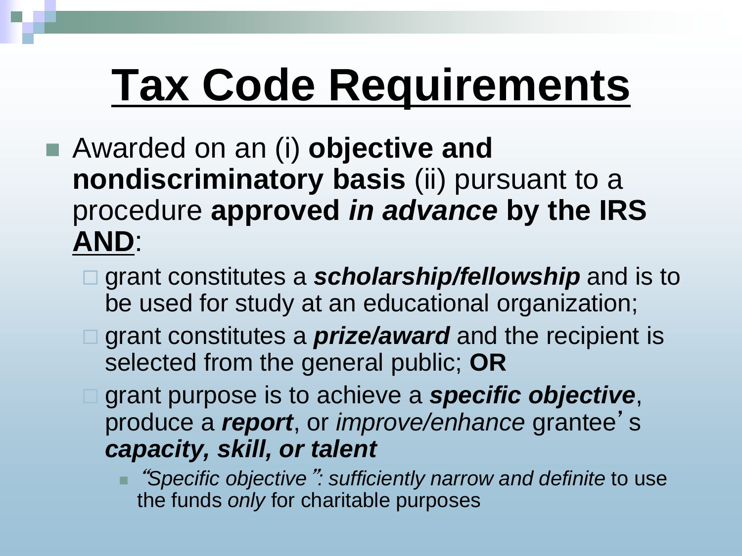# Tax Code Requirements

- Awarded on an (i) **objective and nondiscriminatory basis** (ii) pursuant to a procedure **approved *in advance* by the IRS <u>AND</u>**:
  - grant constitutes a ***scholarship/fellowship*** and is to be used for study at an educational organization;
  - grant constitutes a ***prize/award*** and the recipient is selected from the general public; **OR**
  - grant purpose is to achieve a ***specific objective***, produce a ***report***, or *improve/enhance* grantee's ***capacity, skill, or talent***
    - *"Specific objective": sufficiently narrow and definite* to use the funds *only* for charitable purposes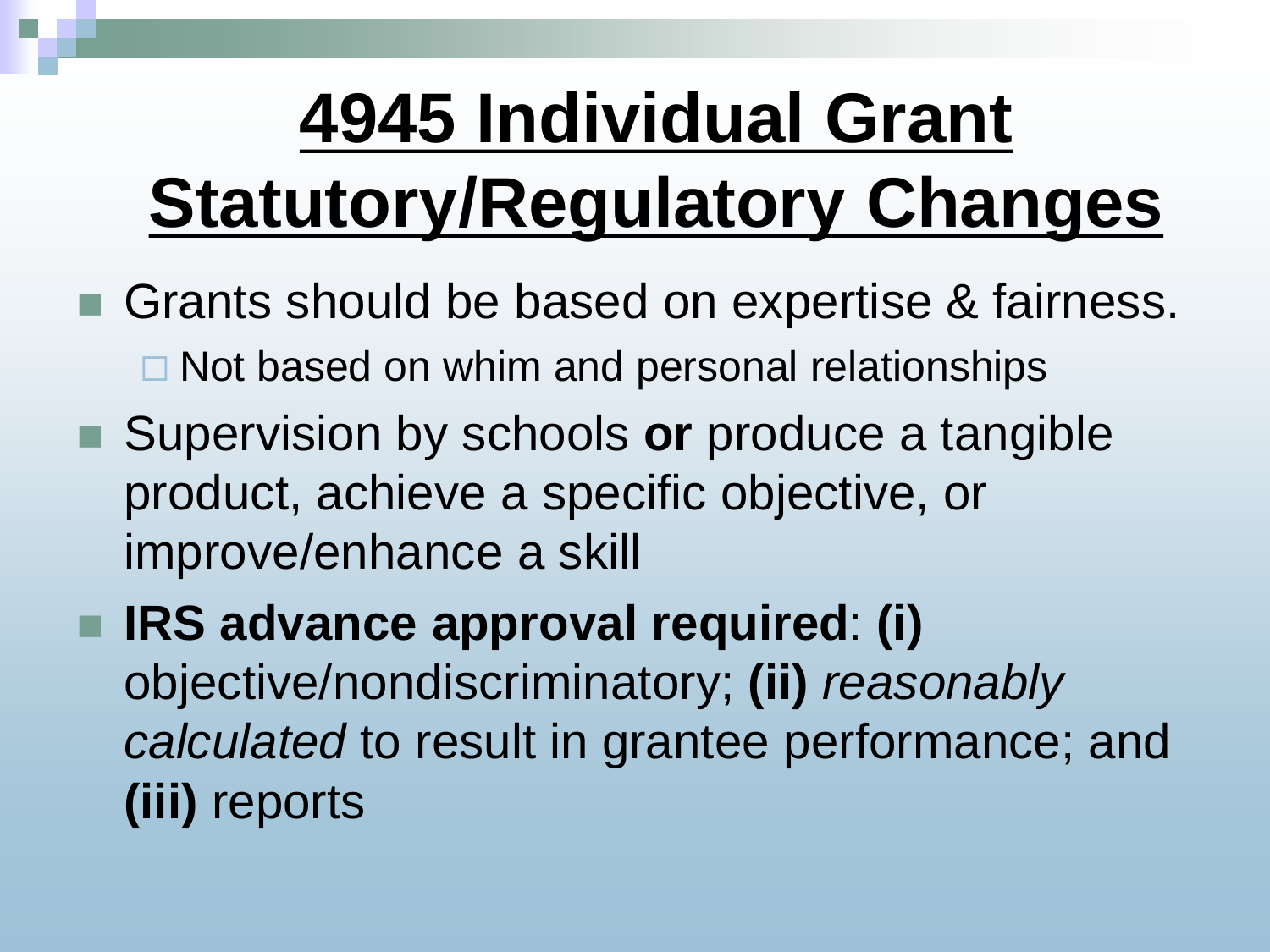# 4945 Individual Grant Statutory/Regulatory Changes

- Grants should be based on expertise & fairness.
  - Not based on whim and personal relationships
- Supervision by schools **or** produce a tangible product, achieve a specific objective, or improve/enhance a skill
- **IRS advance approval required**: **(i)** objective/nondiscriminatory; **(ii)** *reasonably calculated* to result in grantee performance; and **(iii)** reports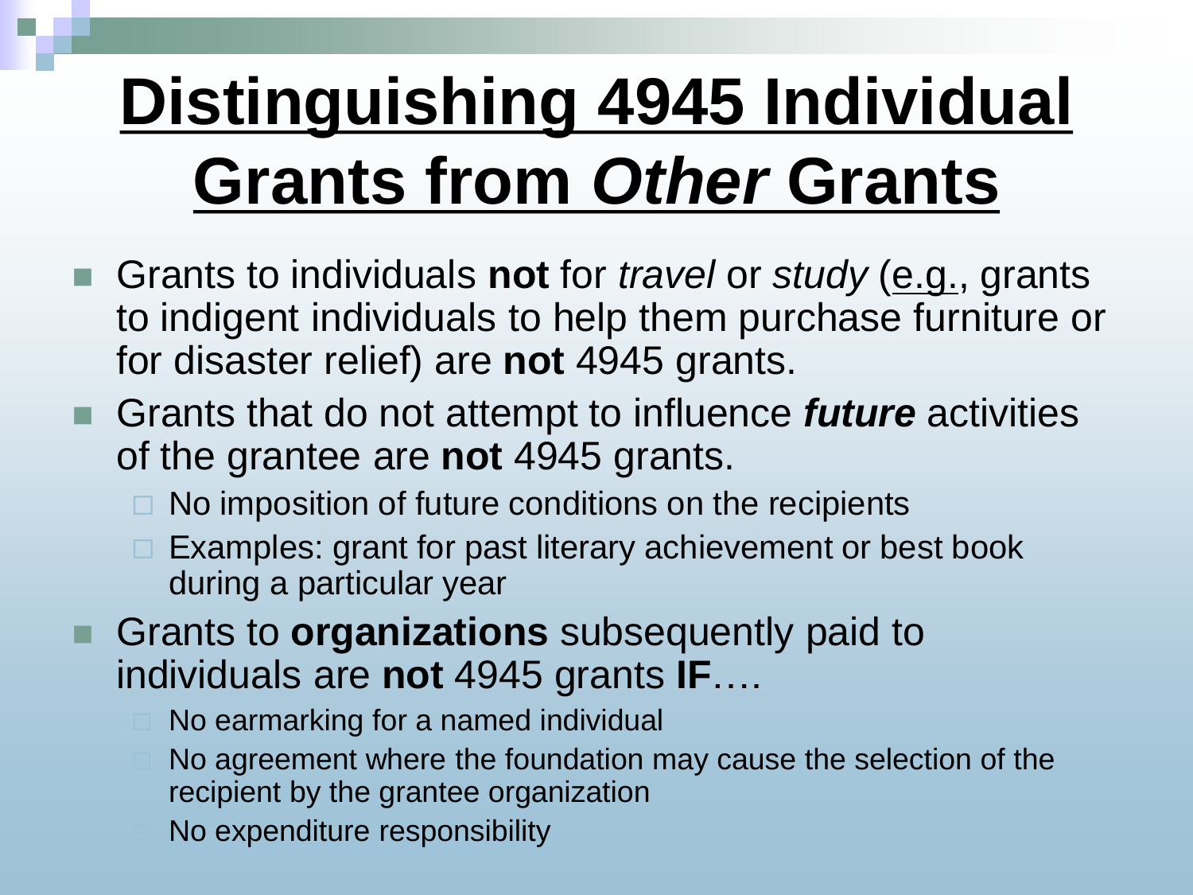# Distinguishing 4945 Individual Grants from *Other* Grants

- Grants to individuals **not** for *travel* or *study* (e.g., grants to indigent individuals to help them purchase furniture or for disaster relief) are **not** 4945 grants.
- Grants that do not attempt to influence ***future*** activities of the grantee are **not** 4945 grants.
  - No imposition of future conditions on the recipients
  - Examples: grant for past literary achievement or best book during a particular year
- Grants to **organizations** subsequently paid to individuals are **not** 4945 grants **IF**….
  - No earmarking for a named individual
  - No agreement where the foundation may cause the selection of the recipient by the grantee organization
  - No expenditure responsibility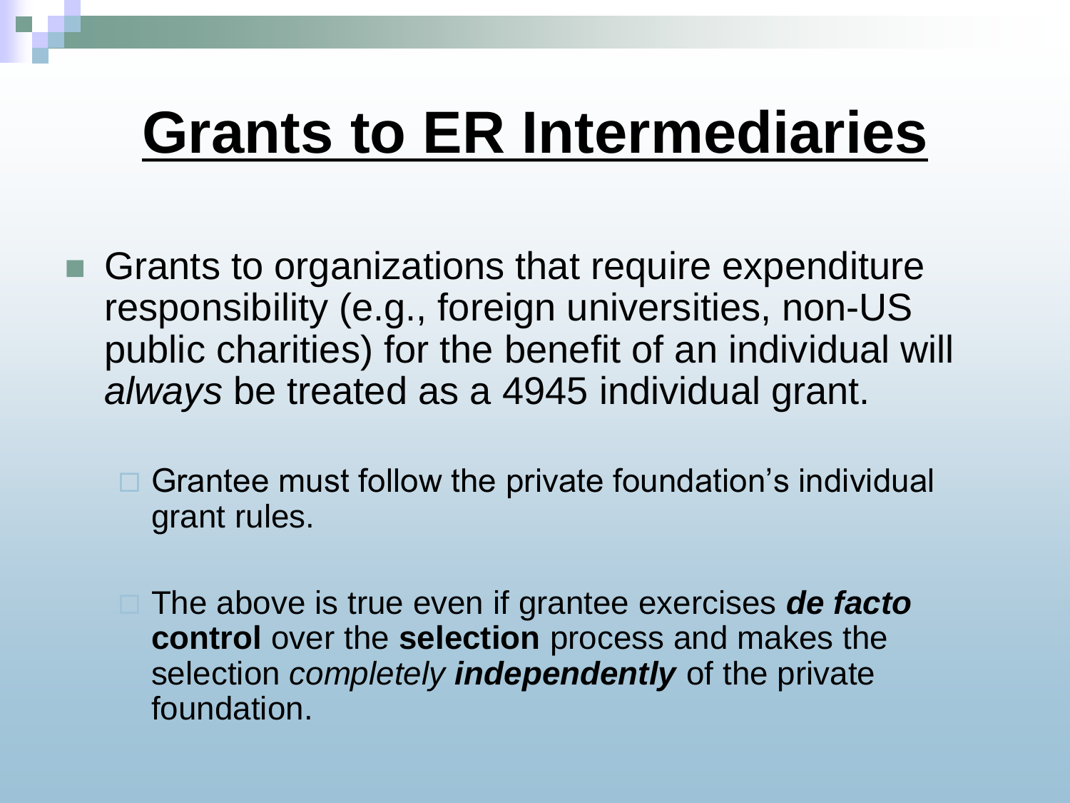# Grants to ER Intermediaries

- Grants to organizations that require expenditure responsibility (e.g., foreign universities, non-US public charities) for the benefit of an individual will *always* be treated as a 4945 individual grant.
  - Grantee must follow the private foundation's individual grant rules.
  - The above is true even if grantee exercises ***de facto*** **control** over the **selection** process and makes the selection *completely* ***independently*** of the private foundation.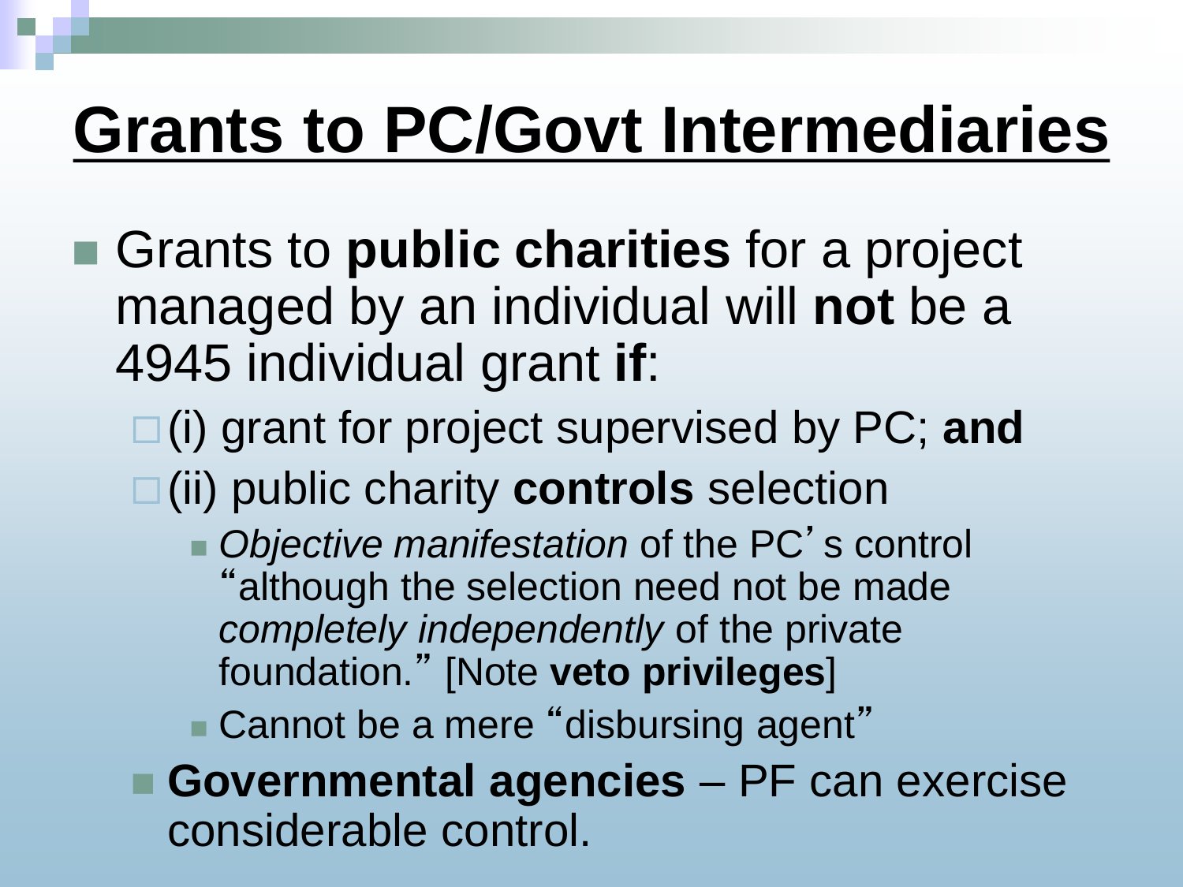# Grants to PC/Govt Intermediaries

- Grants to **public charities** for a project managed by an individual will **not** be a 4945 individual grant **if**:
  - (i) grant for project supervised by PC; **and**
  - (ii) public charity **controls** selection
    - *Objective manifestation* of the PC's control "although the selection need not be made *completely independently* of the private foundation." [Note **veto privileges**]
    - Cannot be a mere "disbursing agent"
  - **Governmental agencies** – PF can exercise considerable control.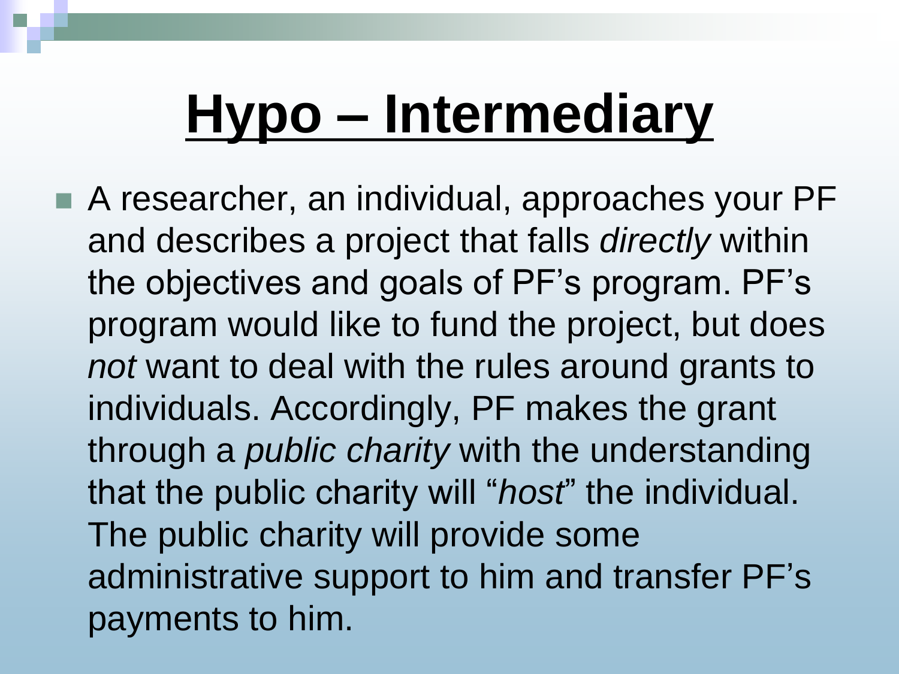# Hypo – Intermediary

- A researcher, an individual, approaches your PF and describes a project that falls *directly* within the objectives and goals of PF's program. PF's program would like to fund the project, but does *not* want to deal with the rules around grants to individuals. Accordingly, PF makes the grant through a *public charity* with the understanding that the public charity will "*host*" the individual. The public charity will provide some administrative support to him and transfer PF's payments to him.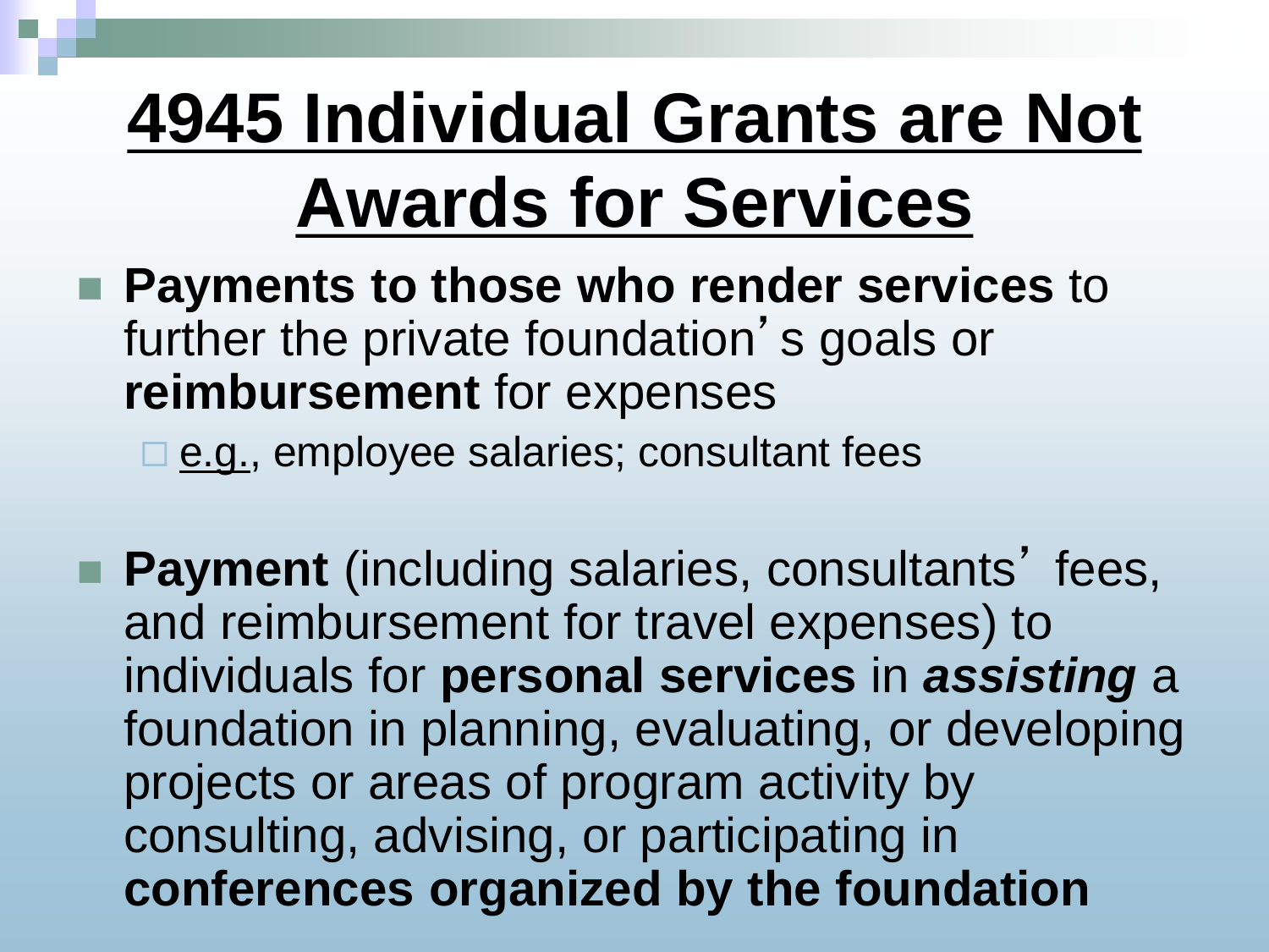# 4945 Individual Grants are Not Awards for Services

- **Payments to those who render services** to further the private foundation's goals or **reimbursement** for expenses
  - e.g., employee salaries; consultant fees

- **Payment** (including salaries, consultants' fees, and reimbursement for travel expenses) to individuals for **personal services** in ***assisting*** a foundation in planning, evaluating, or developing projects or areas of program activity by consulting, advising, or participating in **conferences organized by the foundation**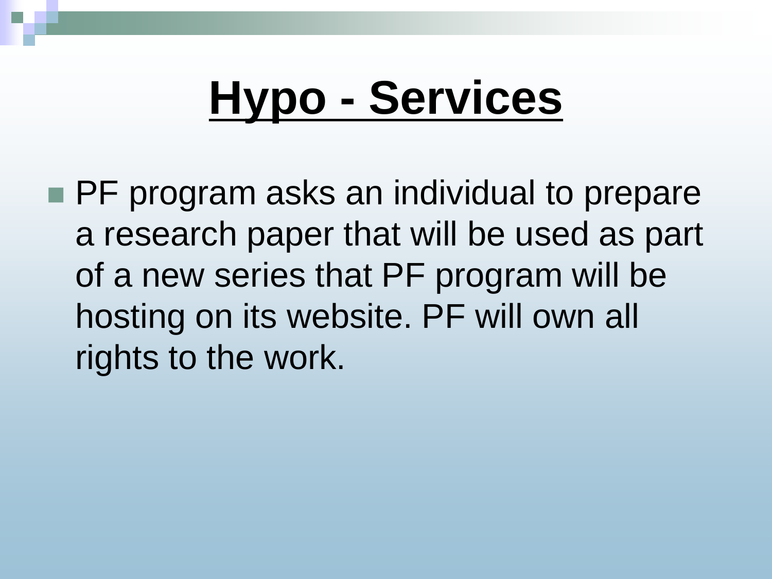# Hypo - Services

- PF program asks an individual to prepare a research paper that will be used as part of a new series that PF program will be hosting on its website. PF will own all rights to the work.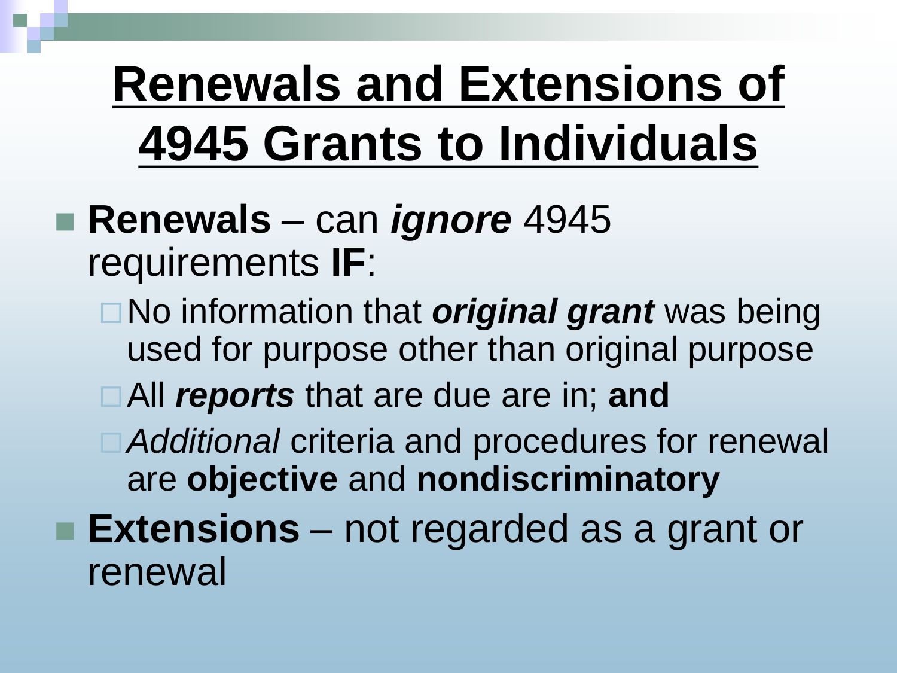# Renewals and Extensions of 4945 Grants to Individuals

- **Renewals** – can ***ignore*** 4945 requirements **IF**:
  - No information that ***original grant*** was being used for purpose other than original purpose
  - All ***reports*** that are due are in; **and**
  - *Additional* criteria and procedures for renewal are **objective** and **nondiscriminatory**
- **Extensions** – not regarded as a grant or renewal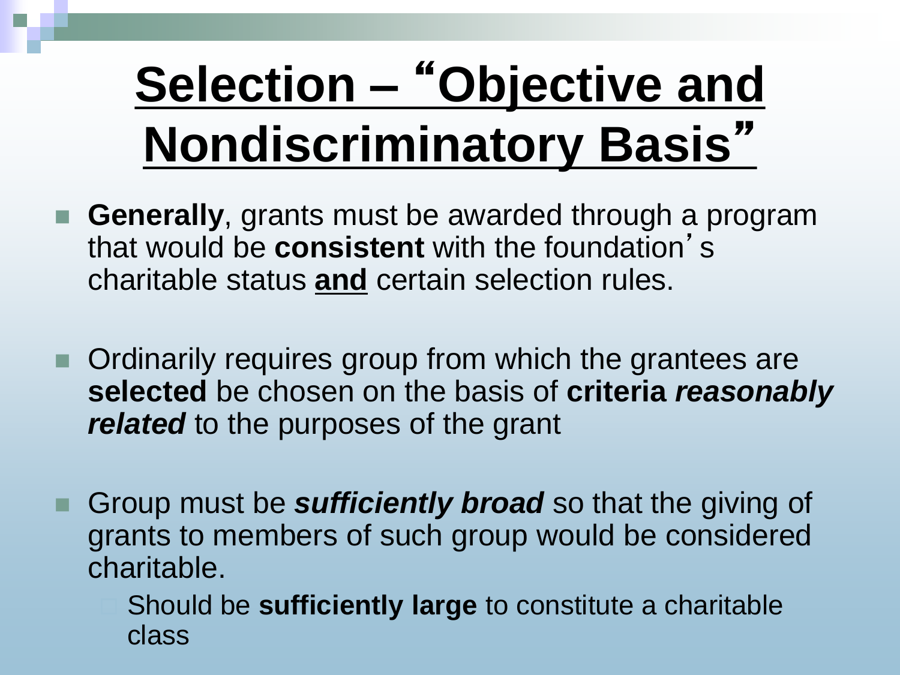# Selection – "Objective and Nondiscriminatory Basis"

- **Generally**, grants must be awarded through a program that would be **consistent** with the foundation's charitable status **and** certain selection rules.
- Ordinarily requires group from which the grantees are **selected** be chosen on the basis of **criteria *reasonably related*** to the purposes of the grant
- Group must be ***sufficiently broad*** so that the giving of grants to members of such group would be considered charitable.
  - Should be **sufficiently large** to constitute a charitable class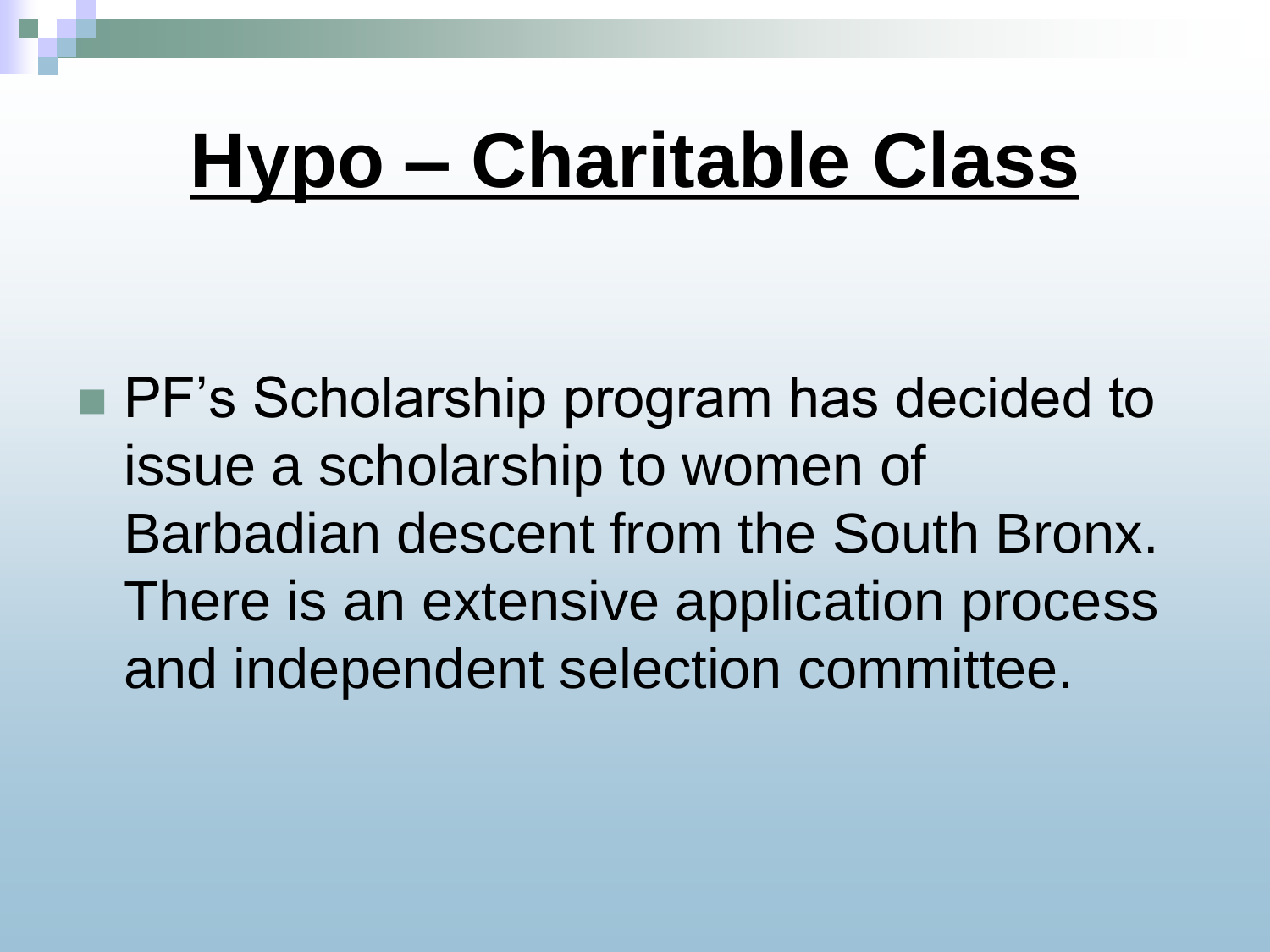# Hypo – Charitable Class

- PF's Scholarship program has decided to issue a scholarship to women of Barbadian descent from the South Bronx. There is an extensive application process and independent selection committee.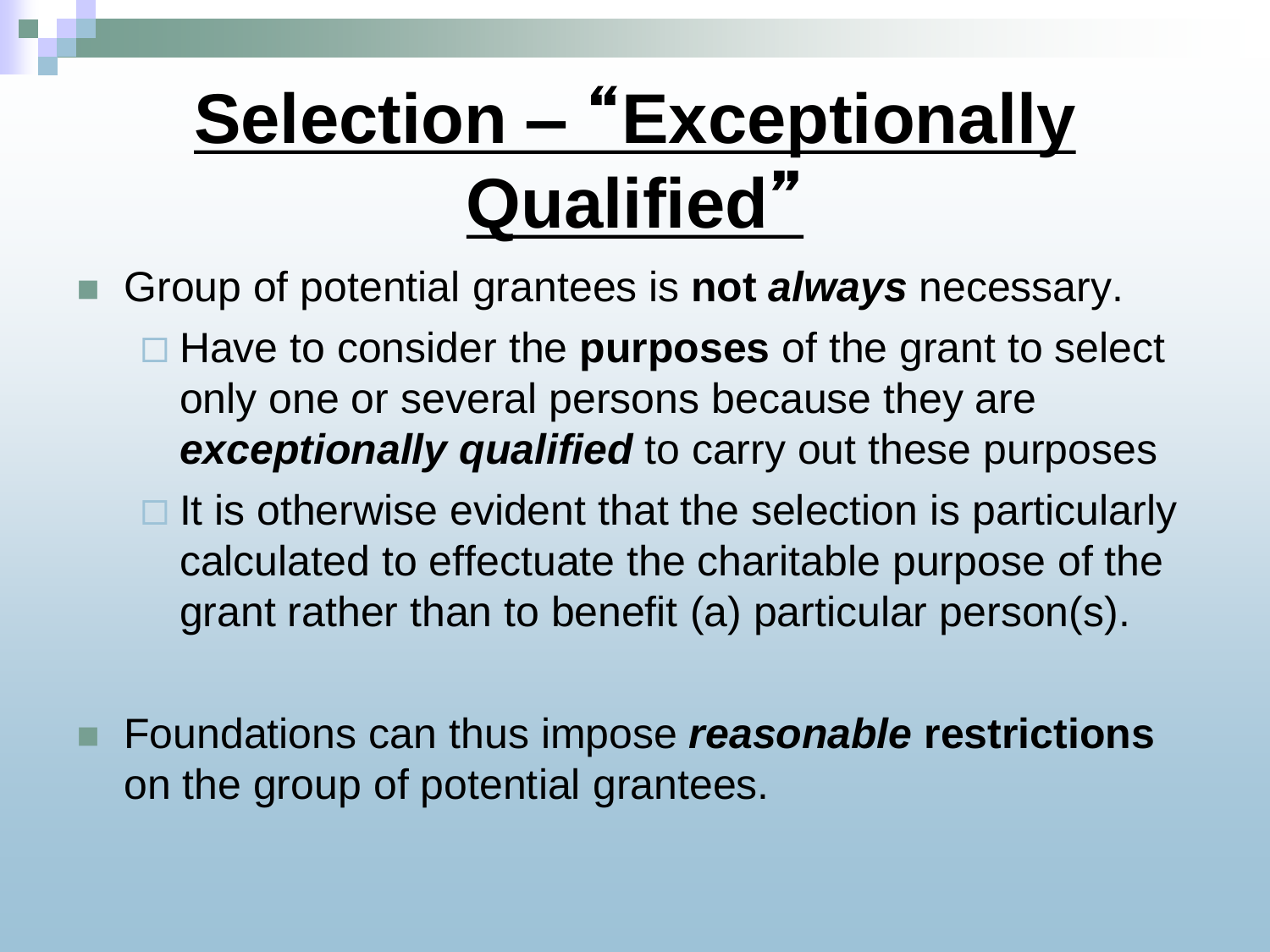# Selection – "Exceptionally Qualified"

- Group of potential grantees is **not *always*** necessary.
  - Have to consider the **purposes** of the grant to select only one or several persons because they are ***exceptionally qualified*** to carry out these purposes
  - It is otherwise evident that the selection is particularly calculated to effectuate the charitable purpose of the grant rather than to benefit (a) particular person(s).

- Foundations can thus impose ***reasonable* restrictions** on the group of potential grantees.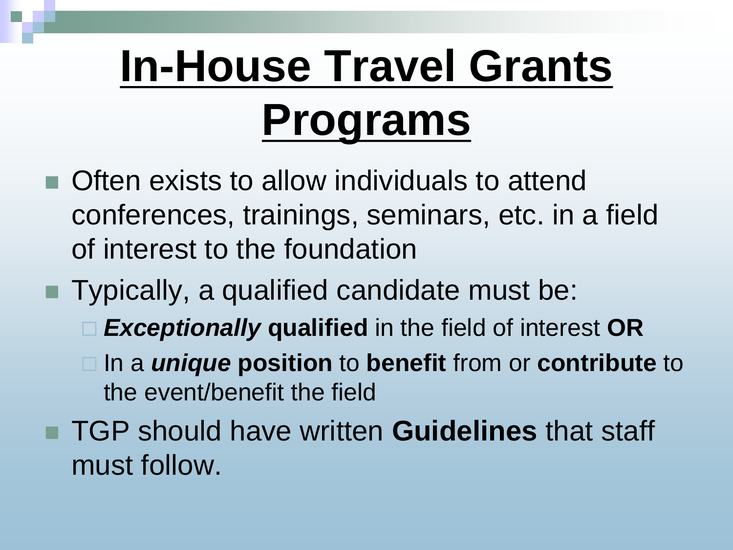# In-House Travel Grants Programs

- Often exists to allow individuals to attend conferences, trainings, seminars, etc. in a field of interest to the foundation
- Typically, a qualified candidate must be:
  - ***Exceptionally* qualified** in the field of interest **OR**
  - In a ***unique* position** to **benefit** from or **contribute** to the event/benefit the field
- TGP should have written **Guidelines** that staff must follow.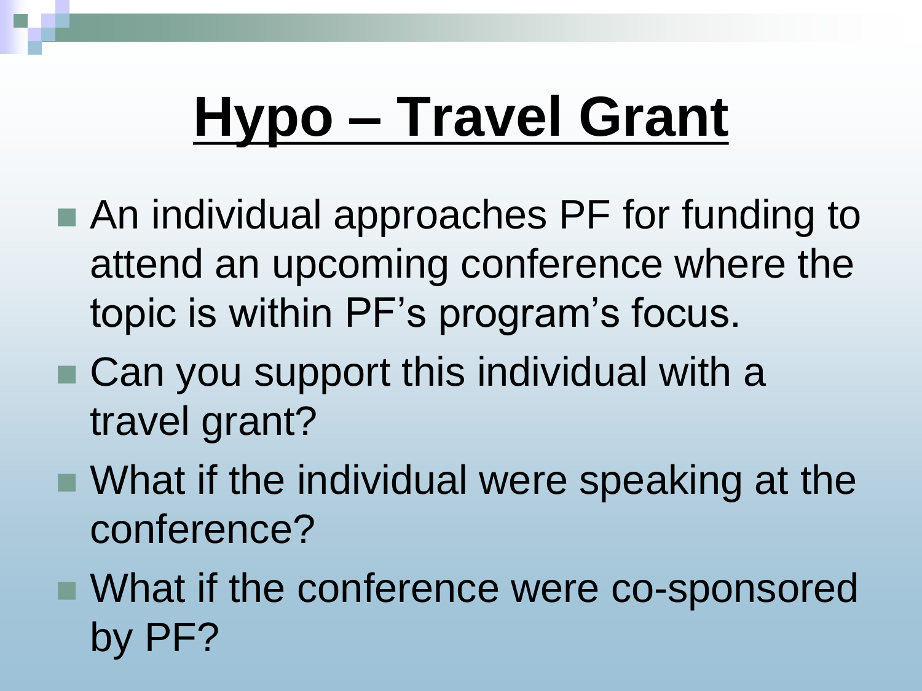# Hypo – Travel Grant

- An individual approaches PF for funding to attend an upcoming conference where the topic is within PF's program's focus.
- Can you support this individual with a travel grant?
- What if the individual were speaking at the conference?
- What if the conference were co-sponsored by PF?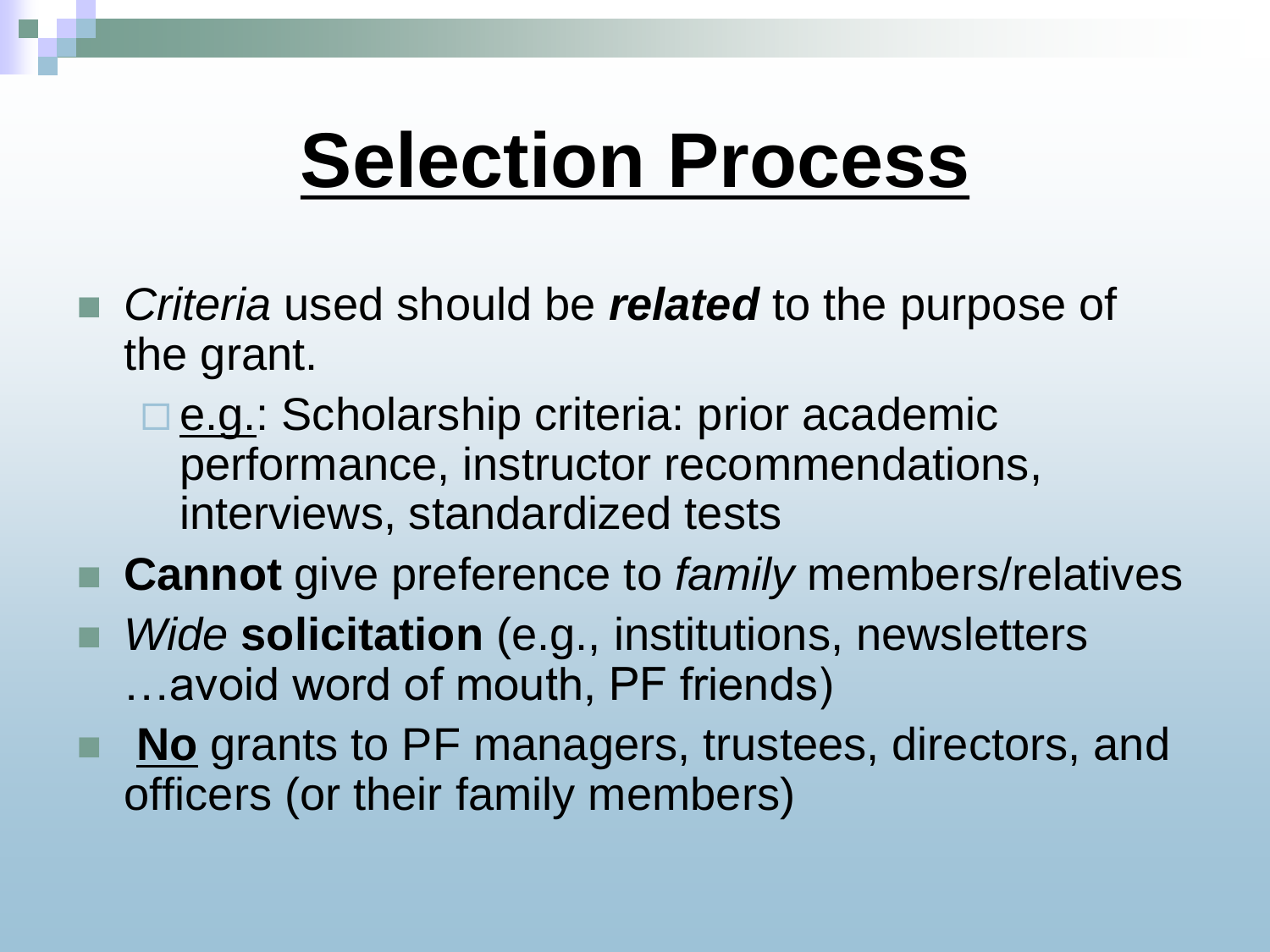# Selection Process

- *Criteria* used should be ***related*** to the purpose of the grant.
  - e.g.: Scholarship criteria: prior academic performance, instructor recommendations, interviews, standardized tests
- **Cannot** give preference to *family* members/relatives
- *Wide* **solicitation** (e.g., institutions, newsletters …avoid word of mouth, PF friends)
- **No** grants to PF managers, trustees, directors, and officers (or their family members)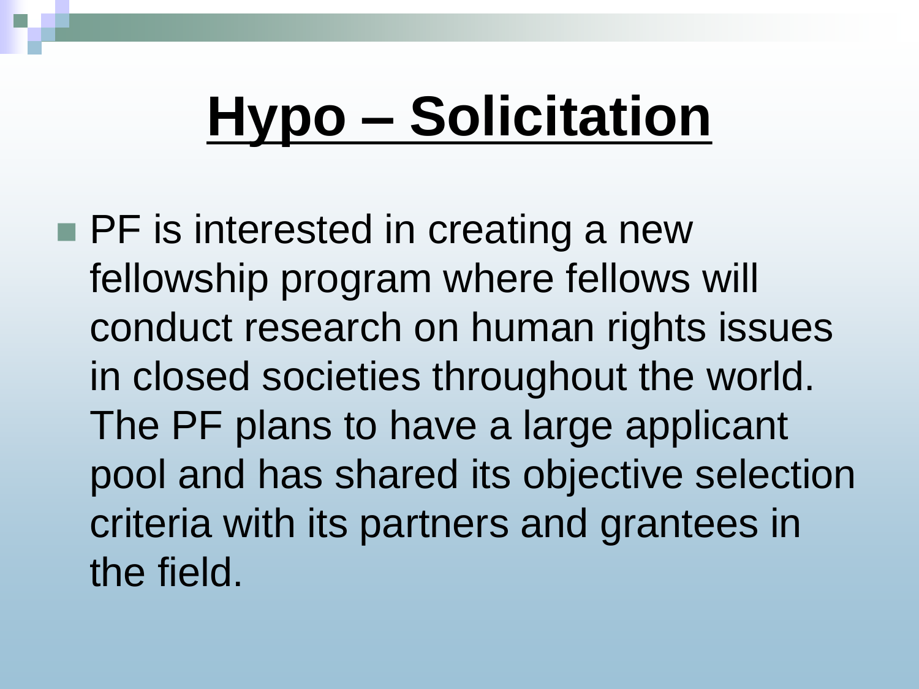# Hypo – Solicitation

- PF is interested in creating a new fellowship program where fellows will conduct research on human rights issues in closed societies throughout the world. The PF plans to have a large applicant pool and has shared its objective selection criteria with its partners and grantees in the field.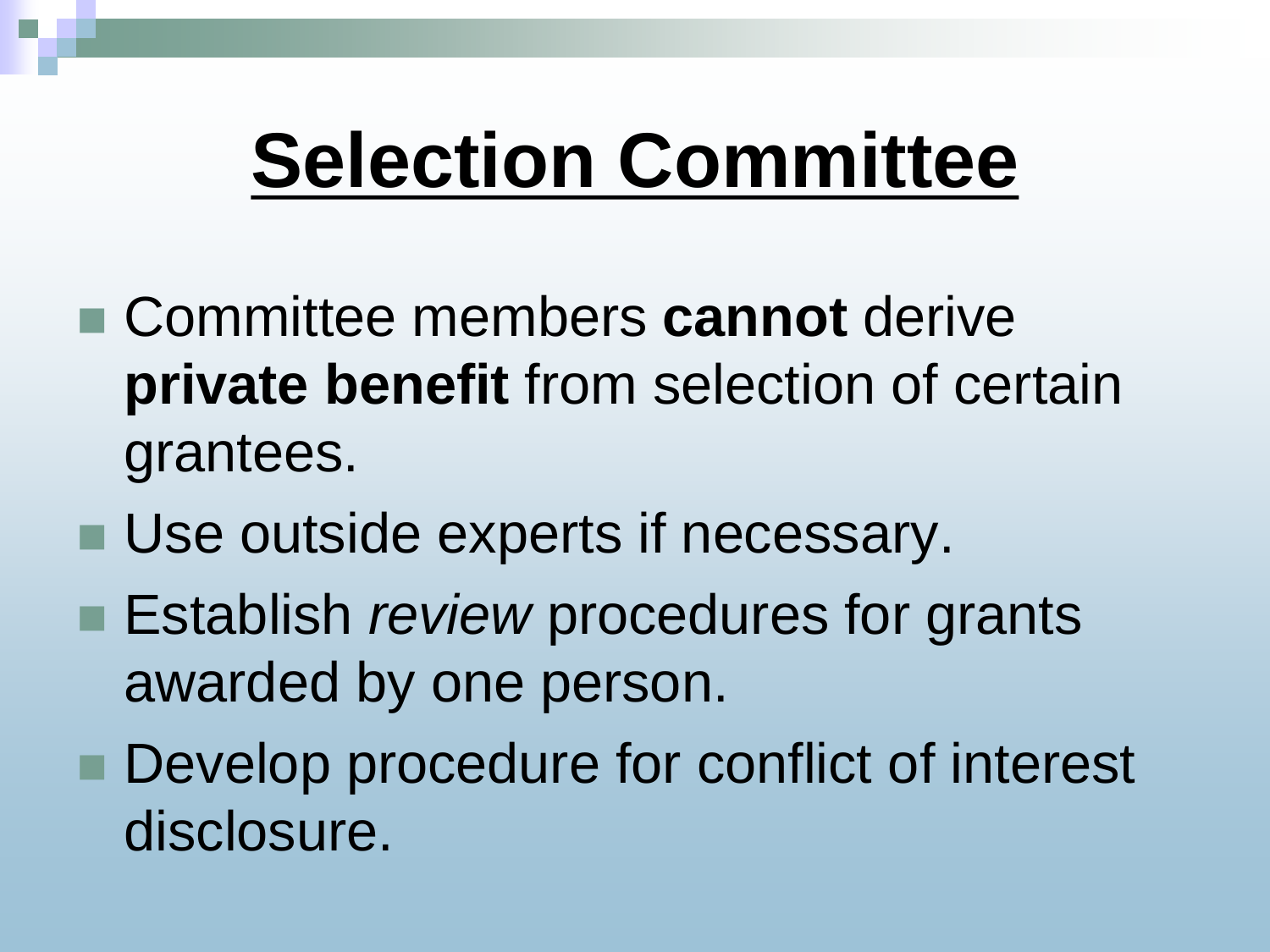# Selection Committee

- Committee members **cannot** derive **private benefit** from selection of certain grantees.
- Use outside experts if necessary.
- Establish *review* procedures for grants awarded by one person.
- Develop procedure for conflict of interest disclosure.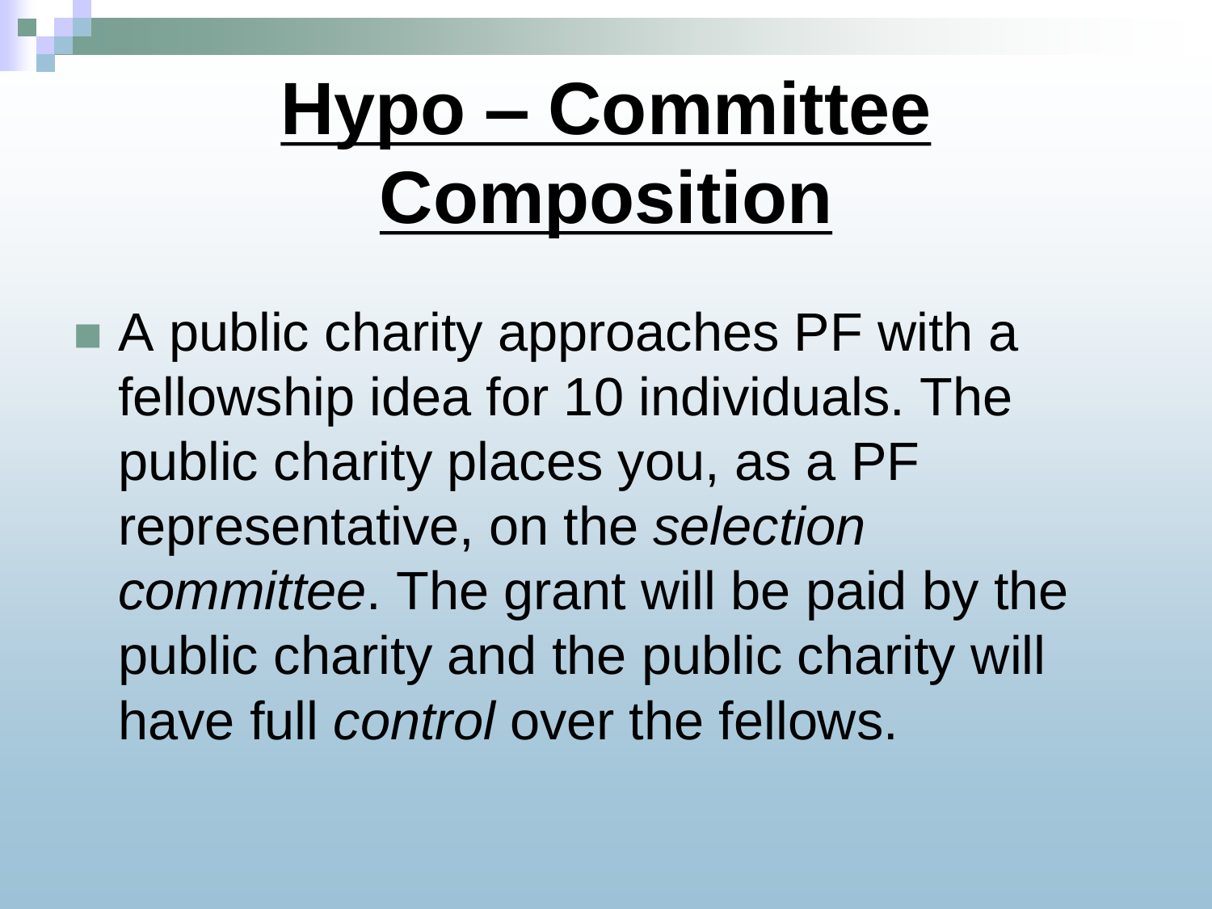# **Hypo – Committee Composition**

- A public charity approaches PF with a fellowship idea for 10 individuals. The public charity places you, as a PF representative, on the *selection committee*. The grant will be paid by the public charity and the public charity will have full *control* over the fellows.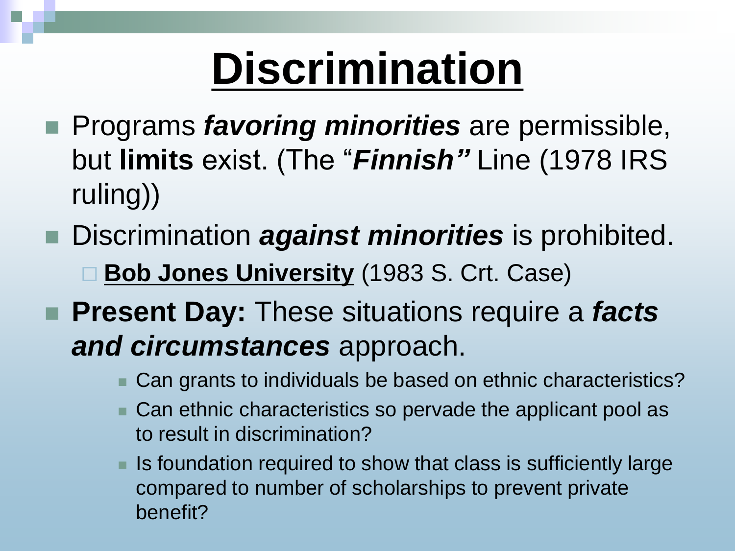# Discrimination

- Programs ***favoring minorities*** are permissible, but **limits** exist. (The "***Finnish"*** Line (1978 IRS ruling))
- Discrimination ***against minorities*** is prohibited.
  - **Bob Jones University** (1983 S. Crt. Case)
- **Present Day:** These situations require a ***facts and circumstances*** approach.
  - Can grants to individuals be based on ethnic characteristics?
  - Can ethnic characteristics so pervade the applicant pool as to result in discrimination?
  - Is foundation required to show that class is sufficiently large compared to number of scholarships to prevent private benefit?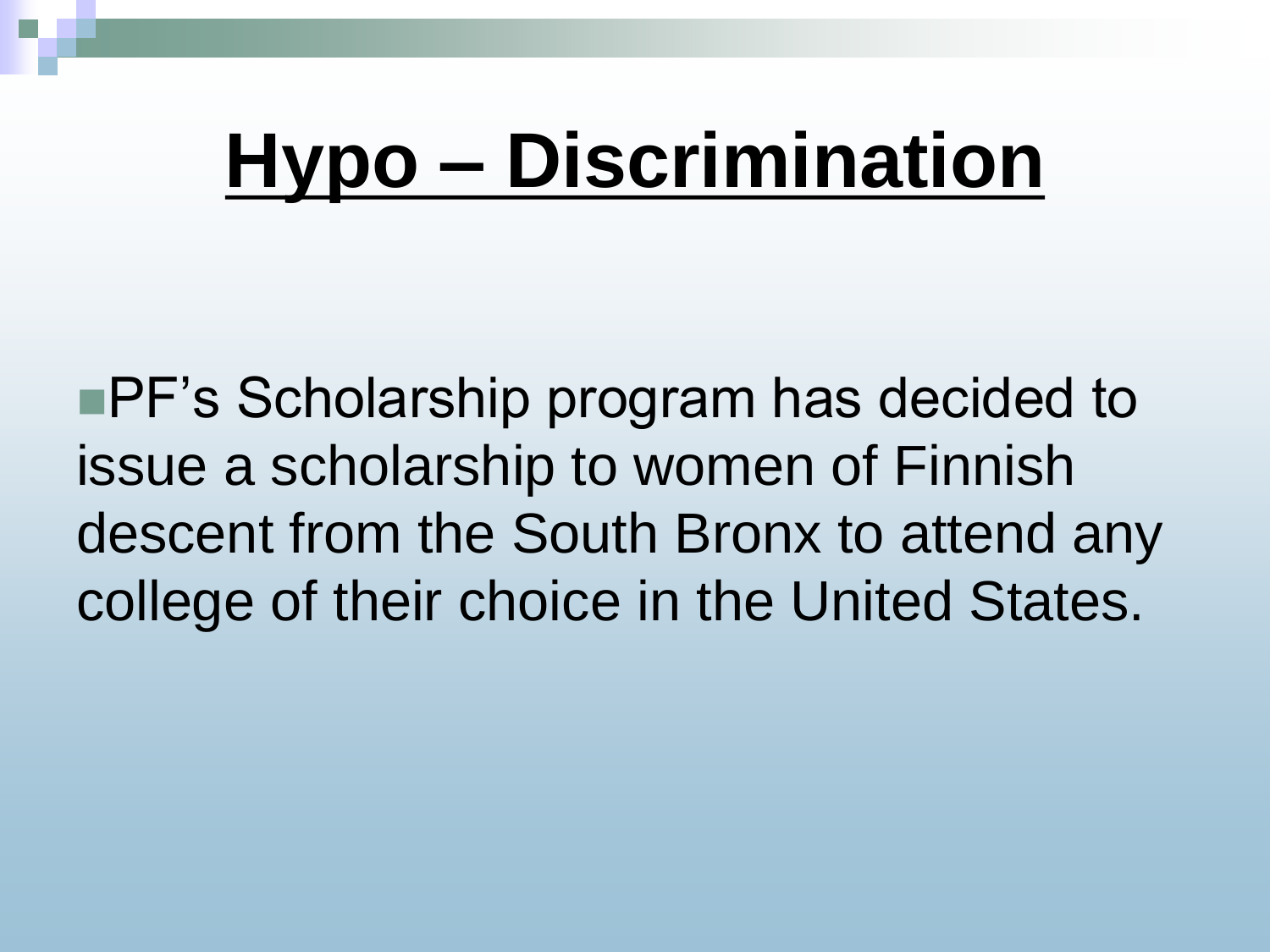# Hypo – Discrimination

- PF's Scholarship program has decided to issue a scholarship to women of Finnish descent from the South Bronx to attend any college of their choice in the United States.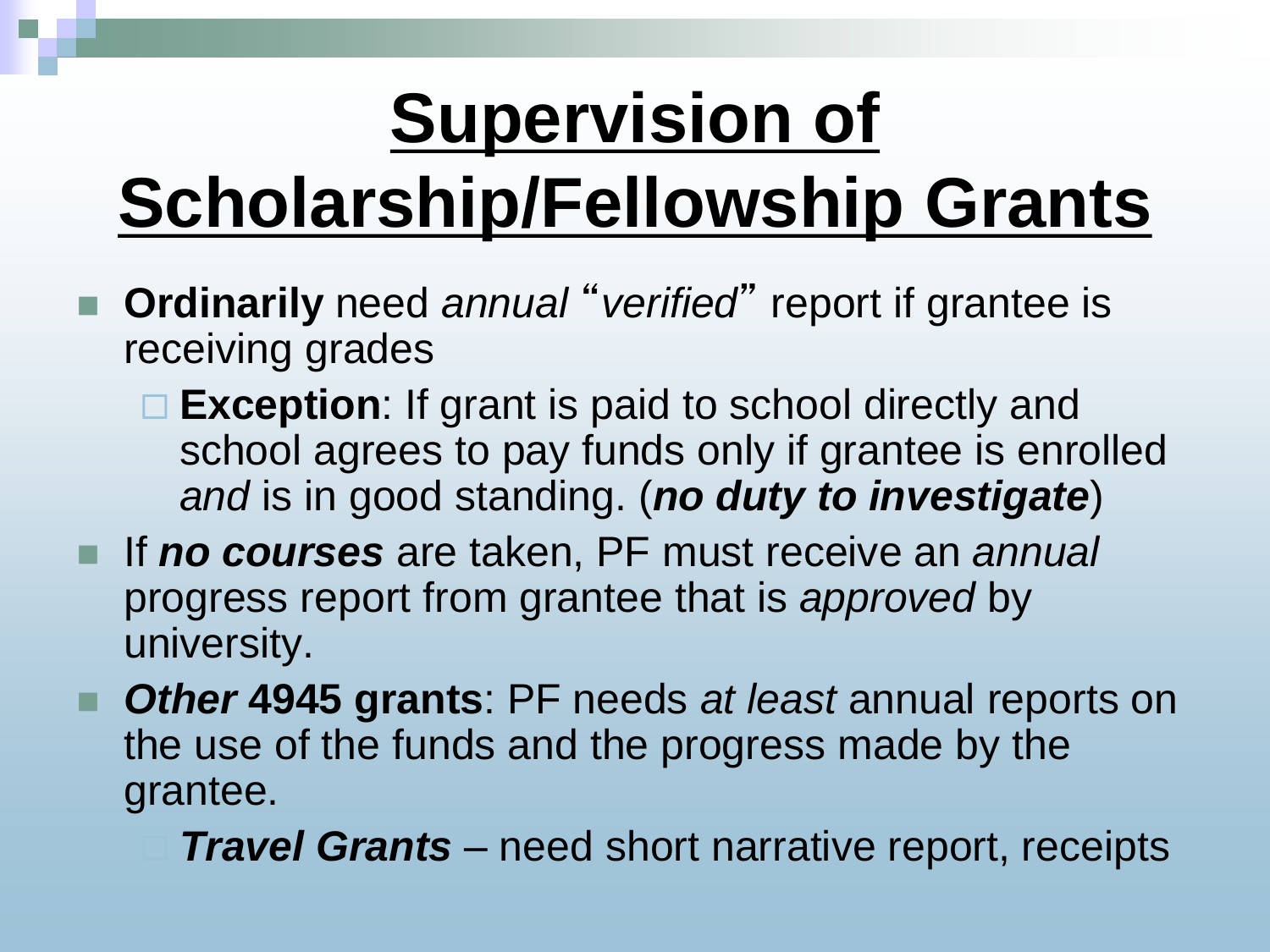# Supervision of Scholarship/Fellowship Grants

- **Ordinarily** need *annual* "*verified*" report if grantee is receiving grades
  - **Exception**: If grant is paid to school directly and school agrees to pay funds only if grantee is enrolled *and* is in good standing. (***no duty to investigate***)
- If ***no courses*** are taken, PF must receive an *annual* progress report from grantee that is *approved* by university.
- ***Other* 4945 grants**: PF needs *at least* annual reports on the use of the funds and the progress made by the grantee.
  - ***Travel Grants*** – need short narrative report, receipts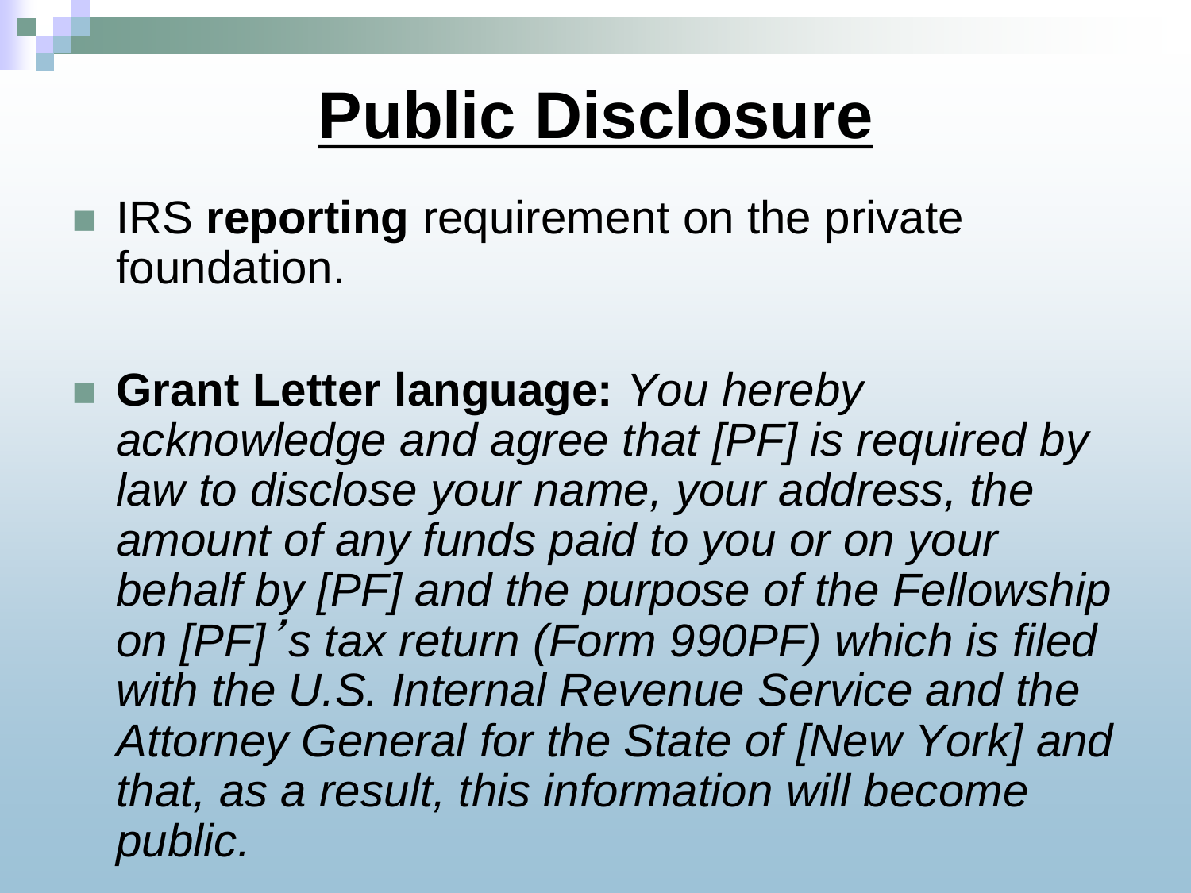# Public Disclosure

- IRS **reporting** requirement on the private foundation.

- **Grant Letter language:** *You hereby acknowledge and agree that [PF] is required by law to disclose your name, your address, the amount of any funds paid to you or on your behalf by [PF] and the purpose of the Fellowship on [PF]'s tax return (Form 990PF) which is filed with the U.S. Internal Revenue Service and the Attorney General for the State of [New York] and that, as a result, this information will become public.*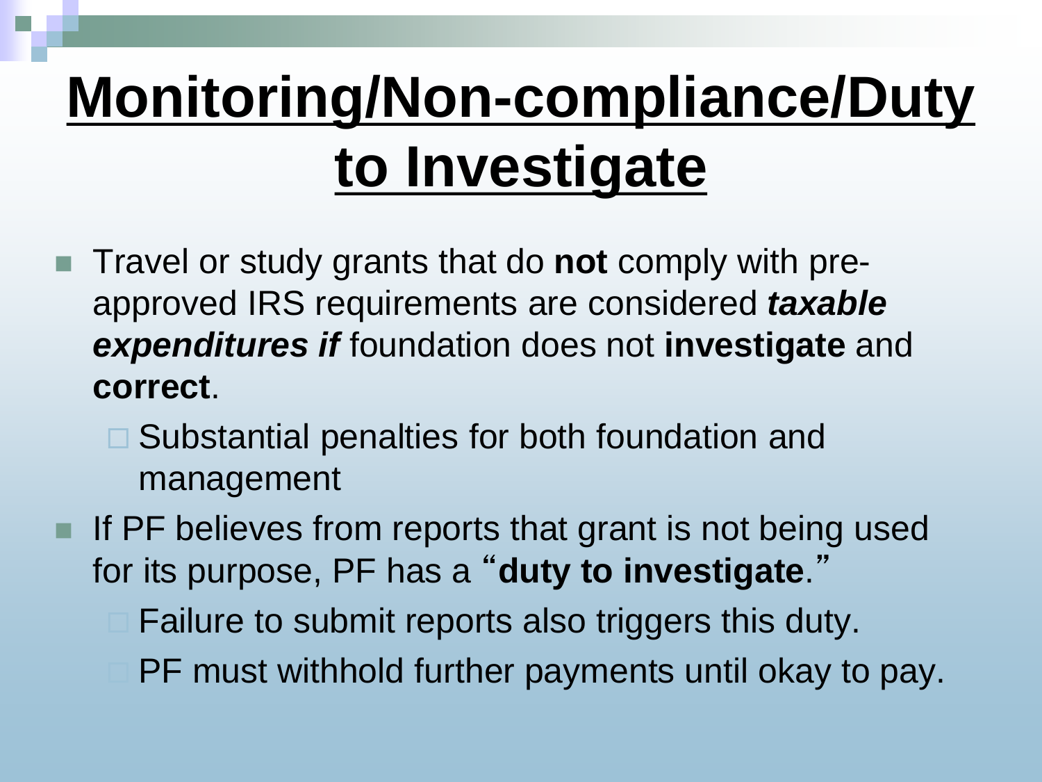# Monitoring/Non-compliance/Duty to Investigate

- Travel or study grants that do **not** comply with pre-approved IRS requirements are considered ***taxable expenditures if*** foundation does not **investigate** and **correct**.
  - Substantial penalties for both foundation and management
- If PF believes from reports that grant is not being used for its purpose, PF has a "**duty to investigate**."
  - Failure to submit reports also triggers this duty.
  - PF must withhold further payments until okay to pay.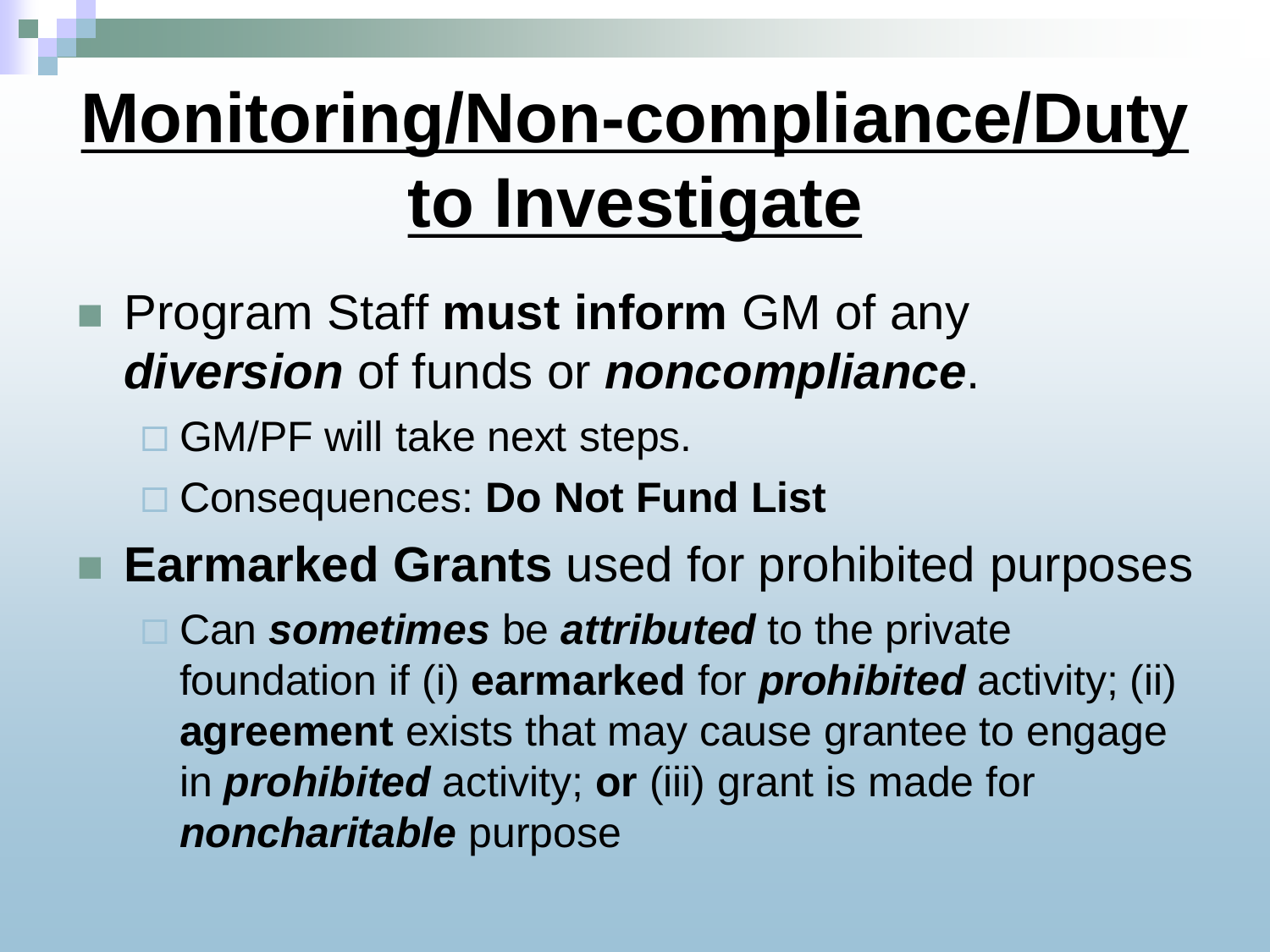# Monitoring/Non-compliance/Duty to Investigate

- Program Staff **must inform** GM of any ***diversion*** of funds or ***noncompliance***.
  - GM/PF will take next steps.
  - Consequences: **Do Not Fund List**
- **Earmarked Grants** used for prohibited purposes
  - Can ***sometimes*** be ***attributed*** to the private foundation if (i) **earmarked** for ***prohibited*** activity; (ii) **agreement** exists that may cause grantee to engage in ***prohibited*** activity; **or** (iii) grant is made for ***noncharitable*** purpose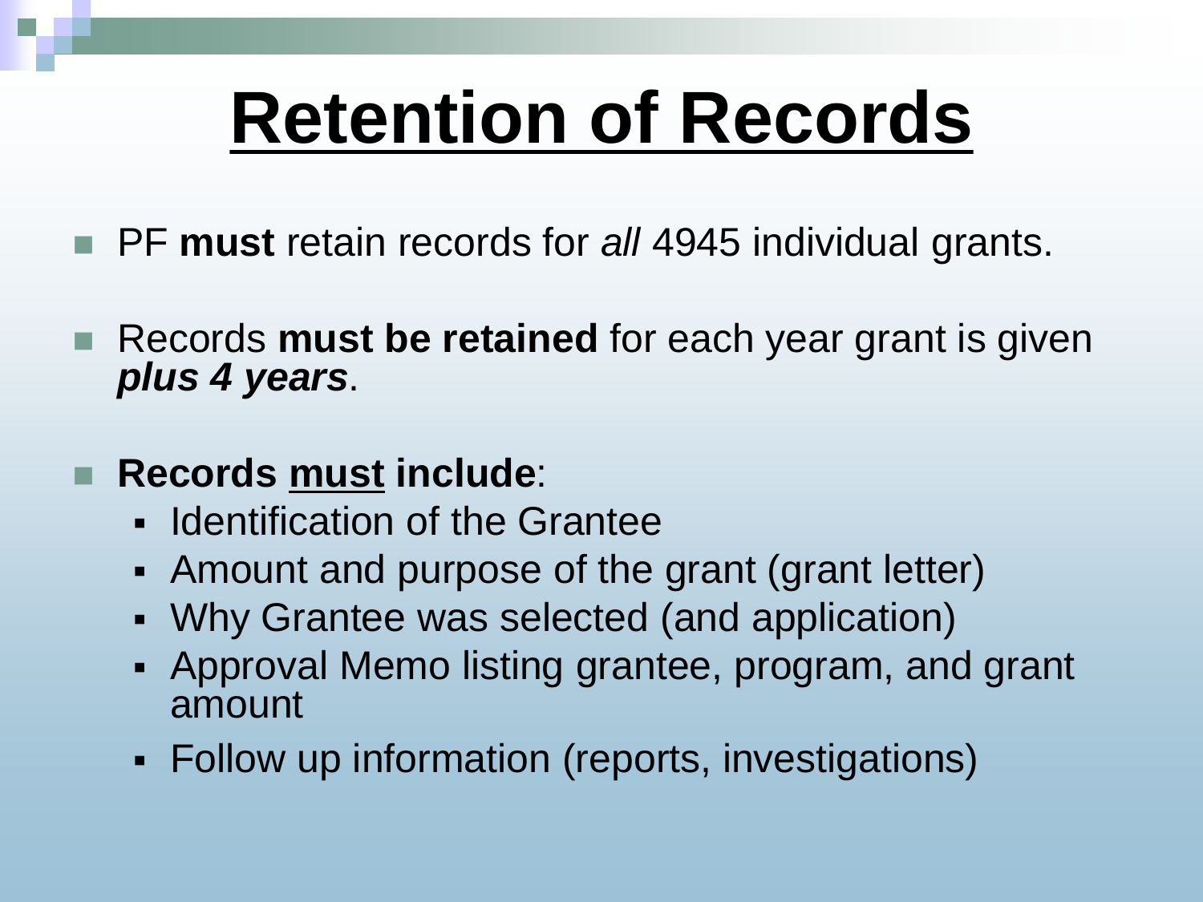# Retention of Records

- PF **must** retain records for *all* 4945 individual grants.
- Records **must be retained** for each year grant is given ***plus 4 years***.
- **Records <u>must</u> include**:
  - Identification of the Grantee
  - Amount and purpose of the grant (grant letter)
  - Why Grantee was selected (and application)
  - Approval Memo listing grantee, program, and grant amount
  - Follow up information (reports, investigations)